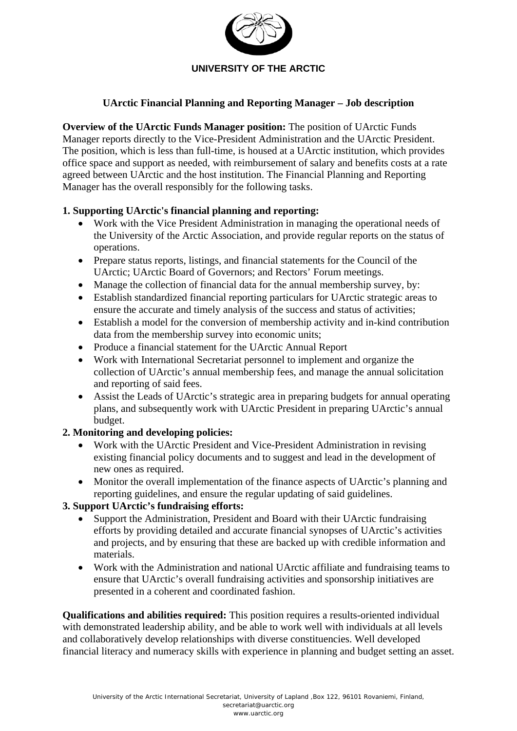**UNIVERSITY OF THE ARCTIC**

# UArctic Financial Planning and Reporting Manager – Job description

**Overview of the UArctic Funds Manager position:** The position of UArctic Funds Manager reports directly to the Vice-President Administration and the UArctic President. The position, which is less than full-time, is housed at a UArctic institution, which provides office space and support as needed, with reimbursement of salary and benefits costs at a rate agreed between UArctic and the host institution. The Financial Planning and Reporting Manager has the overall responsibly for the following tasks.

**1. Supporting UArctic's financial planning and reporting:**

- Work with the Vice President Administration in managing the operational needs of the University of the Arctic Association, and provide regular reports on the status of operations.
- Prepare status reports, listings, and financial statements for the Council of the UArctic; UArctic Board of Governors; and Rectors' Forum meetings.
- Manage the collection of financial data for the annual membership survey, by:
- Establish standardized financial reporting particulars for UArctic strategic areas to ensure the accurate and timely analysis of the success and status of activities;
- Establish a model for the conversion of membership activity and in-kind contribution data from the membership survey into economic units;
- Produce a financial statement for the UArctic Annual Report
- Work with International Secretariat personnel to implement and organize the collection of UArctic's annual membership fees, and manage the annual solicitation and reporting of said fees.
- Assist the Leads of UArctic's strategic area in preparing budgets for annual operating plans, and subsequently work with UArctic President in preparing UArctic's annual budget.

**2. Monitoring and developing policies:**

- Work with the UArctic President and Vice-President Administration in revising existing financial policy documents and to suggest and lead in the development of new ones as required.
- Monitor the overall implementation of the finance aspects of UArctic's planning and reporting guidelines, and ensure the regular updating of said guidelines.

**3. Support UArctic's fundraising efforts:**

- Support the Administration, President and Board with their UArctic fundraising efforts by providing detailed and accurate financial synopses of UArctic's activities and projects, and by ensuring that these are backed up with credible information and materials.
- Work with the Administration and national UArctic affiliate and fundraising teams to ensure that UArctic's overall fundraising activities and sponsorship initiatives are presented in a coherent and coordinated fashion.

**Qualifications and abilities required:** This position requires a results-oriented individual with demonstrated leadership ability, and be able to work well with individuals at all levels and collaboratively develop relationships with diverse constituencies. Well developed financial literacy and numeracy skills with experience in planning and budget setting an asset.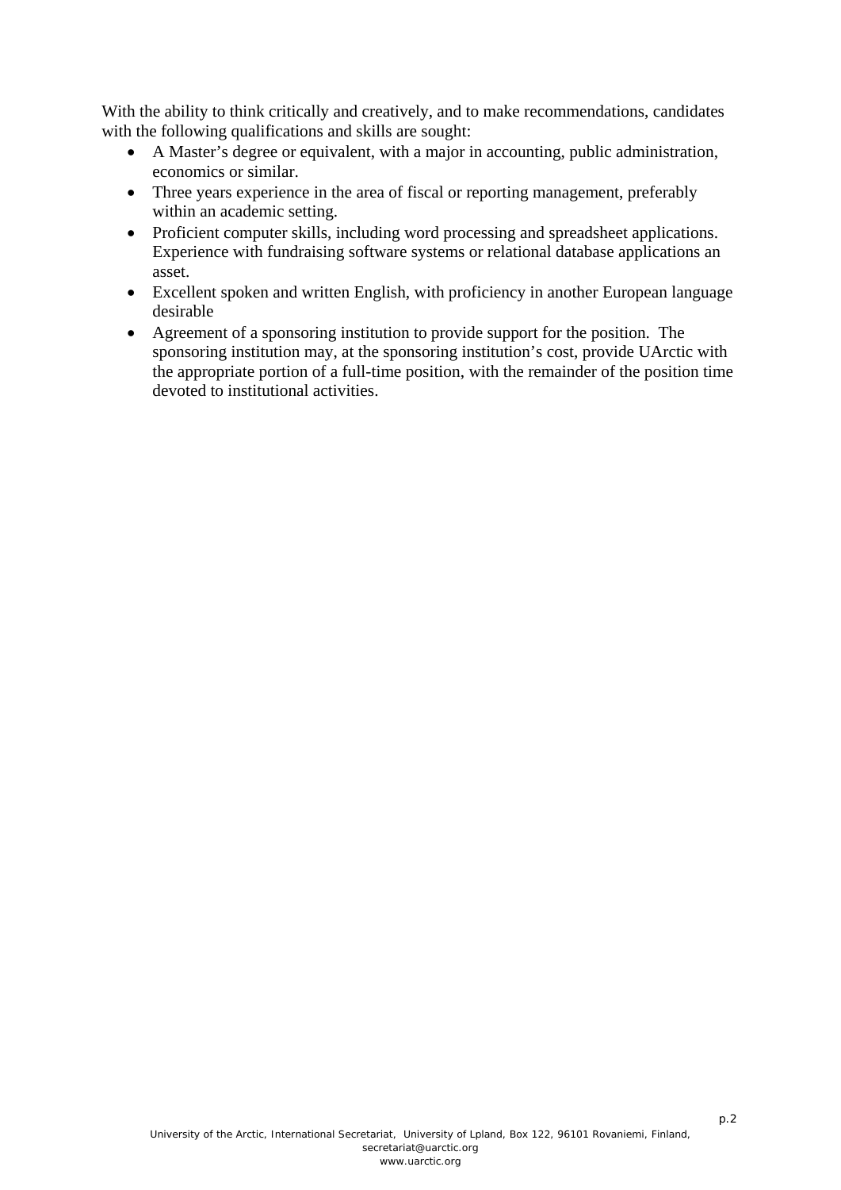With the ability to think critically and creatively, and to make recommendations, candidates with the following qualifications and skills are sought:

- A Master's degree or equivalent, with a major in accounting, public administration, economics or similar.
- Three years experience in the area of fiscal or reporting management, preferably within an academic setting.
- Proficient computer skills, including word processing and spreadsheet applications. Experience with fundraising software systems or relational database applications an asset.
- Excellent spoken and written English, with proficiency in another European language desirable
- Agreement of a sponsoring institution to provide support for the position. The sponsoring institution may, at the sponsoring institution's cost, provide UArctic with the appropriate portion of a full-time position, with the remainder of the position time devoted to institutional activities.